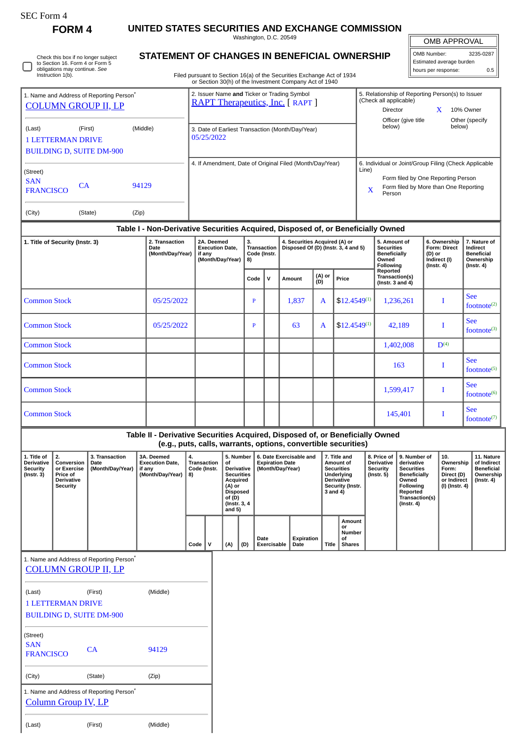SEC Form 4

**FORM 4**

# UNITED STATES SECURITIES AND EXCHANGE COMMISSION

Washington, D.C. 20549

## STATEMENT OF CHANGES IN BENEFICIAL OWNERSHIP

Filed pursuant to Section 16(a) of the Securities Exchange Act of 1934 or Section 30(h) of the Investment Company Act of 1940

| OMB APPROVAL | |
|---|---|
| OMB Number: | 3235-0287 |
| Estimated average burden | |
| hours per response: | 0.5 |

☐ Check this box if no longer subject to Section 16. Form 4 or Form 5 obligations may continue. *See* Instruction 1(b).

1. Name and Address of Reporting Person*

COLUMN GROUP II, LP

(Last) (First) (Middle)

1 LETTERMAN DRIVE

BUILDING D, SUITE DM-900

(Street)

SAN FRANCISCO CA 94129

(City) (State) (Zip)

2. Issuer Name **and** Ticker or Trading Symbol

RAPT Therapeutics, Inc. [ RAPT ]

3. Date of Earliest Transaction (Month/Day/Year)

05/25/2022

4. If Amendment, Date of Original Filed (Month/Day/Year)

5. Relationship of Reporting Person(s) to Issuer (Check all applicable)

Director | X 10% Owner

Officer (give title below) | Other (specify below)

6. Individual or Joint/Group Filing (Check Applicable Line)

Form filed by One Reporting Person

X Form filed by More than One Reporting Person

### Table I - Non-Derivative Securities Acquired, Disposed of, or Beneficially Owned

| 1. Title of Security (Instr. 3) | 2. Transaction Date (Month/Day/Year) | 2A. Deemed Execution Date, if any (Month/Day/Year) | 3. Transaction Code (Instr. 8) | | 4. Securities Acquired (A) or Disposed Of (D) (Instr. 3, 4 and 5) | | | 5. Amount of Securities Beneficially Owned Following Reported Transaction(s) (Instr. 3 and 4) | 6. Ownership Form: Direct (D) or Indirect (I) (Instr. 4) | 7. Nature of Indirect Beneficial Ownership (Instr. 4) |
|---|---|---|---|---|---|---|---|---|---|---|
| | | | Code | V | Amount | (A) or (D) | Price | | | |
| Common Stock | 05/25/2022 | | P | | 1,837 | A | $12.4549[1] | 1,236,261 | I | See footnote[2] |
| Common Stock | 05/25/2022 | | P | | 63 | A | $12.4549[1] | 42,189 | I | See footnote[3] |
| Common Stock | | | | | | | | 1,402,008 | D[4] | |
| Common Stock | | | | | | | | 163 | I | See footnote[5] |
| Common Stock | | | | | | | | 1,599,417 | I | See footnote[6] |
| Common Stock | | | | | | | | 145,401 | I | See footnote[7] |

### Table II - Derivative Securities Acquired, Disposed of, or Beneficially Owned (e.g., puts, calls, warrants, options, convertible securities)

| 1. Title of Derivative Security (Instr. 3) | 2. Conversion or Exercise Price of Derivative Security | 3. Transaction Date (Month/Day/Year) | 3A. Deemed Execution Date, if any (Month/Day/Year) | 4. Transaction Code (Instr. 8) | | 5. Number of Derivative Securities Acquired (A) or Disposed of (D) (Instr. 3, 4 and 5) | | 6. Date Exercisable and Expiration Date (Month/Day/Year) | | 7. Title and Amount of Securities Underlying Derivative Security (Instr. 3 and 4) | | 8. Price of Derivative Security (Instr. 5) | 9. Number of derivative Securities Beneficially Owned Following Reported Transaction(s) (Instr. 4) | 10. Ownership Form: Direct (D) or Indirect (I) (Instr. 4) | 11. Nature of Indirect Beneficial Ownership (Instr. 4) |
|---|---|---|---|---|---|---|---|---|---|---|---|---|---|---|---|
| | | | | Code | V | (A) | (D) | Date Exercisable | Expiration Date | Title | Amount or Number of Shares | | | | |

1. Name and Address of Reporting Person*

COLUMN GROUP II, LP

(Last) (First) (Middle)

1 LETTERMAN DRIVE

BUILDING D, SUITE DM-900

(Street)

SAN FRANCISCO CA 94129

(City) (State) (Zip)

1. Name and Address of Reporting Person*

Column Group IV, LP

(Last) (First) (Middle)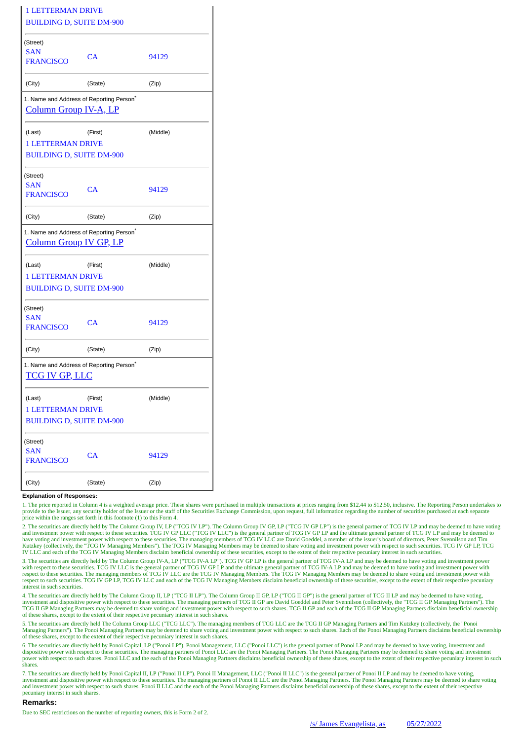| | | |
|---|---|---|
| 1 LETTERMAN DRIVE | | |
| BUILDING D, SUITE DM-900 | | |
| (Street) | | |
| SAN FRANCISCO | CA | 94129 |
| (City) | (State) | (Zip) |

| 1. Name and Address of Reporting Person* | | |
|---|---|---|
| Column Group IV-A, LP | | |
| (Last) | (First) | (Middle) |
| 1 LETTERMAN DRIVE | | |
| BUILDING D, SUITE DM-900 | | |
| (Street) | | |
| SAN FRANCISCO | CA | 94129 |
| (City) | (State) | (Zip) |

| 1. Name and Address of Reporting Person* | | |
|---|---|---|
| Column Group IV GP, LP | | |
| (Last) | (First) | (Middle) |
| 1 LETTERMAN DRIVE | | |
| BUILDING D, SUITE DM-900 | | |
| (Street) | | |
| SAN FRANCISCO | CA | 94129 |
| (City) | (State) | (Zip) |

| 1. Name and Address of Reporting Person* | | |
|---|---|---|
| TCG IV GP, LLC | | |
| (Last) | (First) | (Middle) |
| 1 LETTERMAN DRIVE | | |
| BUILDING D, SUITE DM-900 | | |
| (Street) | | |
| SAN FRANCISCO | CA | 94129 |
| (City) | (State) | (Zip) |

**Explanation of Responses:**

1. The price reported in Column 4 is a weighted average price. These shares were purchased in multiple transactions at prices ranging from $12.44 to $12.50, inclusive. The Reporting Person undertakes to provide to the Issuer, any security holder of the Issuer or the staff of the Securities Exchange Commission, upon request, full information regarding the number of securities purchased at each separate price within the ranges set forth in this footnote (1) to this Form 4.

2. The securities are directly held by The Column Group IV, LP ("TCG IV LP"). The Column Group IV GP, LP ("TCG IV GP LP") is the general partner of TCG IV LP and may be deemed to have voting and investment power with respect to these securities. TCG IV GP LLC ("TCG IV LLC") is the general partner of TCG IV GP LP and the ultimate general partner of TCG IV LP and may be deemed to have voting and investment power with respect to these securities. The managing members of TCG IV LLC are David Goeddel, a member of the issuer's board of directors, Peter Svennilson and Tim Kutzkey (collectively, the "TCG IV Managing Members"). The TCG IV Managing Members may be deemed to share voting and investment power with respect to such securities. TCG IV GP LP, TCG IV LLC and each of the TCG IV Managing Members disclaim beneficial ownership of these securities, except to the extent of their respective pecuniary interest in such securities.

3. The securities are directly held by The Column Group IV-A, LP ("TCG IV-A LP"). TCG IV GP LP is the general partner of TCG IV-A LP and may be deemed to have voting and investment power with respect to these securities. TCG IV LLC is the general partner of TCG IV GP LP and the ultimate general partner of TCG IV-A LP and may be deemed to have voting and investment power with respect to these securities. The managing members of TCG IV LLC are the TCG IV Managing Members. The TCG IV Managing Members may be deemed to share voting and investment power with respect to such securities. TCG IV GP LP, TCG IV LLC and each of the TCG IV Managing Members disclaim beneficial ownership of these securities, except to the extent of their respective pecuniary interest in such securities.

4. The securities are directly held by The Column Group II, LP ("TCG II LP"). The Column Group II GP, LP ("TCG II GP") is the general partner of TCG II LP and may be deemed to have voting, investment and dispositive power with respect to these securities. The managing partners of TCG II GP are David Goeddel and Peter Svennilson (collectively, the "TCG II GP Managing Partners"). The TCG II GP Managing Partners may be deemed to share voting and investment power with respect to such shares. TCG II GP and each of the TCG II GP Managing Partners disclaim beneficial ownership of these shares, except to the extent of their respective pecuniary interest in such shares.

5. The securities are directly held The Column Group LLC ("TCG LLC"). The managing members of TCG LLC are the TCG II GP Managing Partners and Tim Kutzkey (collectively, the "Ponoi Managing Partners"). The Ponoi Managing Partners may be deemed to share voting and investment power with respect to such shares. Each of the Ponoi Managing Partners disclaims beneficial ownership of these shares, except to the extent of their respective pecuniary interest in such shares.

6. The securities are directly held by Ponoi Capital, LP ("Ponoi LP"). Ponoi Management, LLC ("Ponoi LLC") is the general partner of Ponoi LP and may be deemed to have voting, investment and dispositive power with respect to these securities. The managing partners of Ponoi LLC are the Ponoi Managing Partners. The Ponoi Managing Partners may be deemed to share voting and investment power with respect to such shares. Ponoi LLC and the each of the Ponoi Managing Partners disclaims beneficial ownership of these shares, except to the extent of their respective pecuniary interest in such shares.

7. The securities are directly held by Ponoi Capital II, LP ("Ponoi II LP"). Ponoi II Management, LLC ("Ponoi II LLC") is the general partner of Ponoi II LP and may be deemed to have voting, investment and dispositive power with respect to these securities. The managing partners of Ponoi II LLC are the Ponoi Managing Partners. The Ponoi Managing Partners may be deemed to share voting and investment power with respect to such shares. Ponoi II LLC and the each of the Ponoi Managing Partners disclaims beneficial ownership of these shares, except to the extent of their respective pecuniary interest in such shares.

## Remarks:

Due to SEC restrictions on the number of reporting owners, this is Form 2 of 2.

/s/ James Evangelista, as 05/27/2022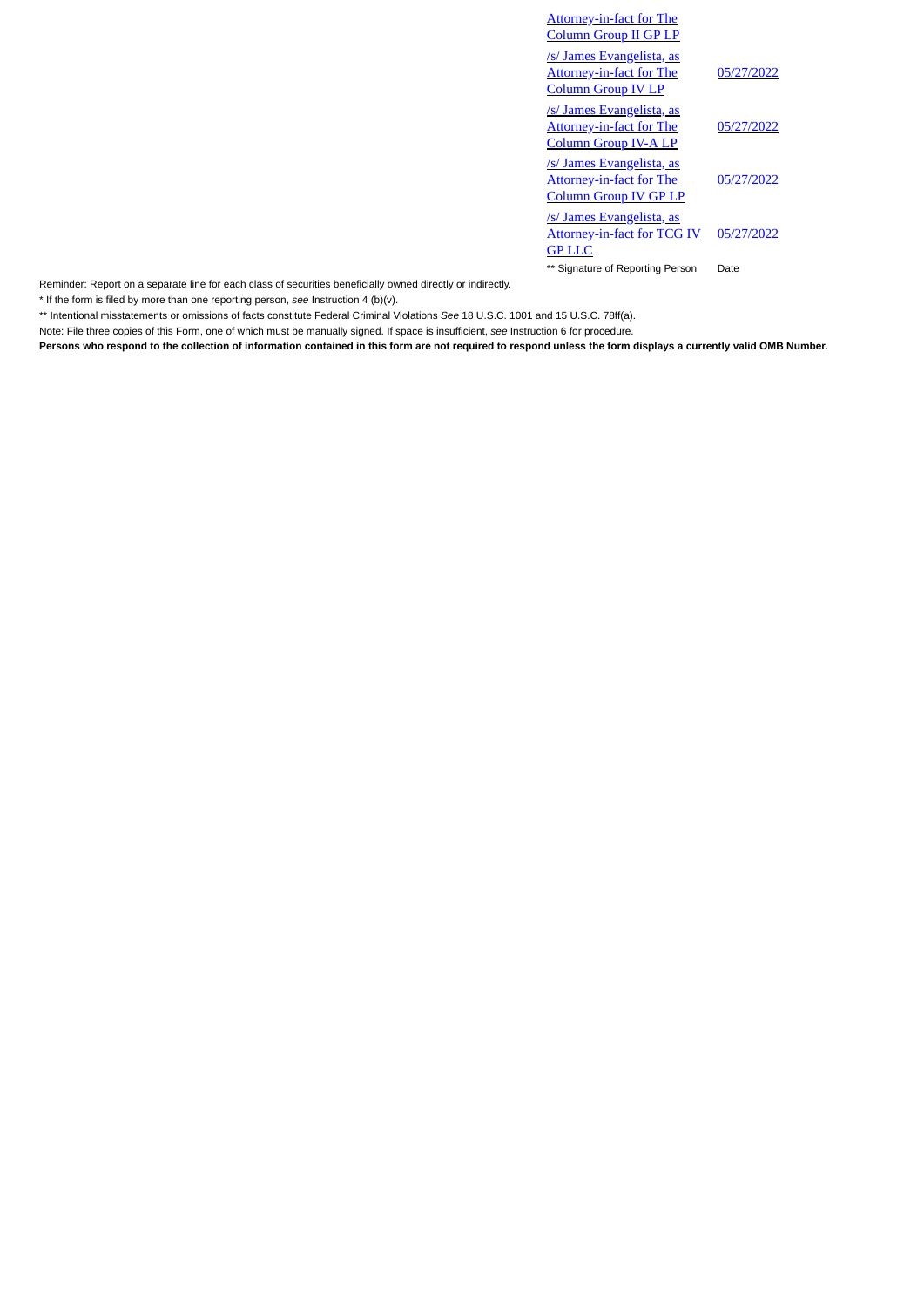| | |
|---|---|
| Attorney-in-fact for The Column Group II GP LP | |
| /s/ James Evangelista, as Attorney-in-fact for The Column Group IV LP | 05/27/2022 |
| /s/ James Evangelista, as Attorney-in-fact for The Column Group IV-A LP | 05/27/2022 |
| /s/ James Evangelista, as Attorney-in-fact for The Column Group IV GP LP | 05/27/2022 |
| /s/ James Evangelista, as Attorney-in-fact for TCG IV GP LLC | 05/27/2022 |
| ** Signature of Reporting Person | Date |

Reminder: Report on a separate line for each class of securities beneficially owned directly or indirectly.

* If the form is filed by more than one reporting person, *see* Instruction 4 (b)(v).

** Intentional misstatements or omissions of facts constitute Federal Criminal Violations *See* 18 U.S.C. 1001 and 15 U.S.C. 78ff(a).

Note: File three copies of this Form, one of which must be manually signed. If space is insufficient, *see* Instruction 6 for procedure.

**Persons who respond to the collection of information contained in this form are not required to respond unless the form displays a currently valid OMB Number.**